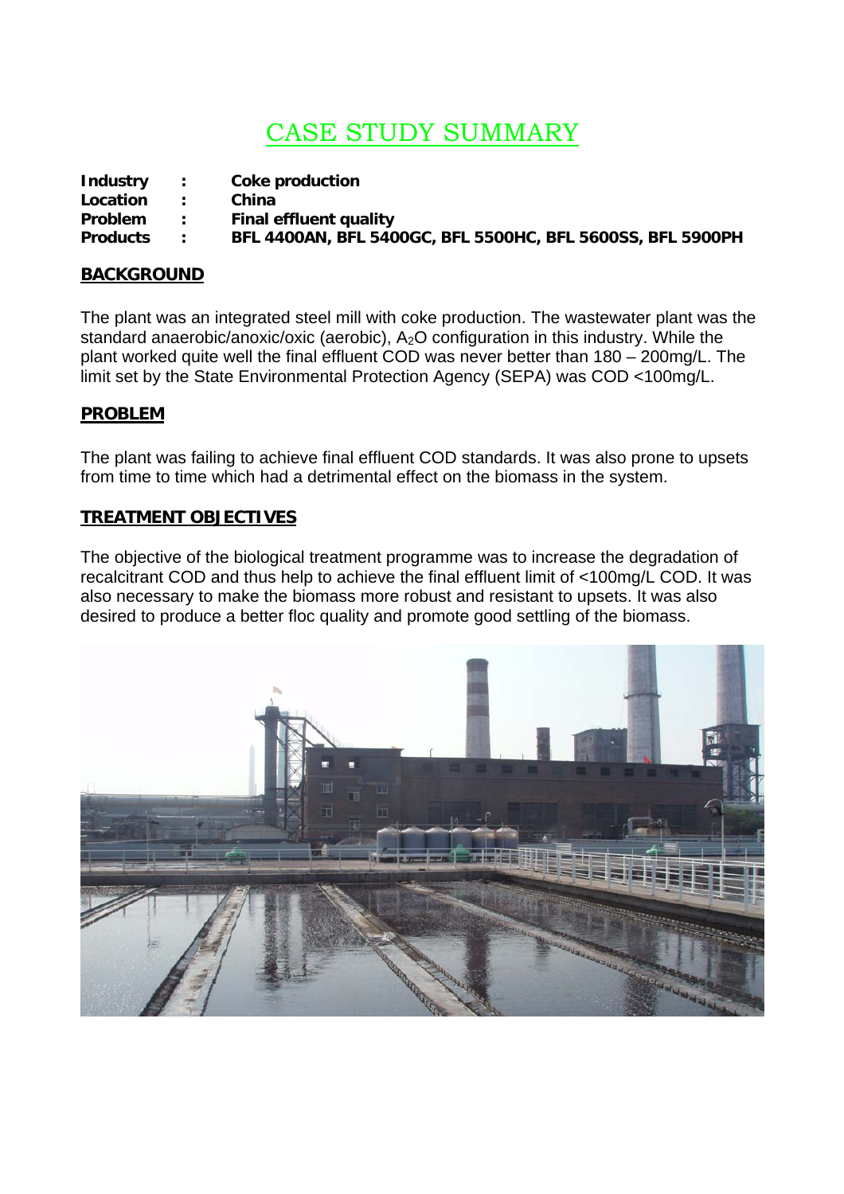# CASE STUDY SUMMARY

**Industry : Coke production**
**Location : China**
**Problem : Final effluent quality**
**Products : BFL 4400AN, BFL 5400GC, BFL 5500HC, BFL 5600SS, BFL 5900PH**

## BACKGROUND

The plant was an integrated steel mill with coke production. The wastewater plant was the standard anaerobic/anoxic/oxic (aerobic), $A_2O$ configuration in this industry. While the plant worked quite well the final effluent COD was never better than 180 – 200mg/L. The limit set by the State Environmental Protection Agency (SEPA) was COD <100mg/L.

## PROBLEM

The plant was failing to achieve final effluent COD standards. It was also prone to upsets from time to time which had a detrimental effect on the biomass in the system.

## TREATMENT OBJECTIVES

The objective of the biological treatment programme was to increase the degradation of recalcitrant COD and thus help to achieve the final effluent limit of <100mg/L COD. It was also necessary to make the biomass more robust and resistant to upsets. It was also desired to produce a better floc quality and promote good settling of the biomass.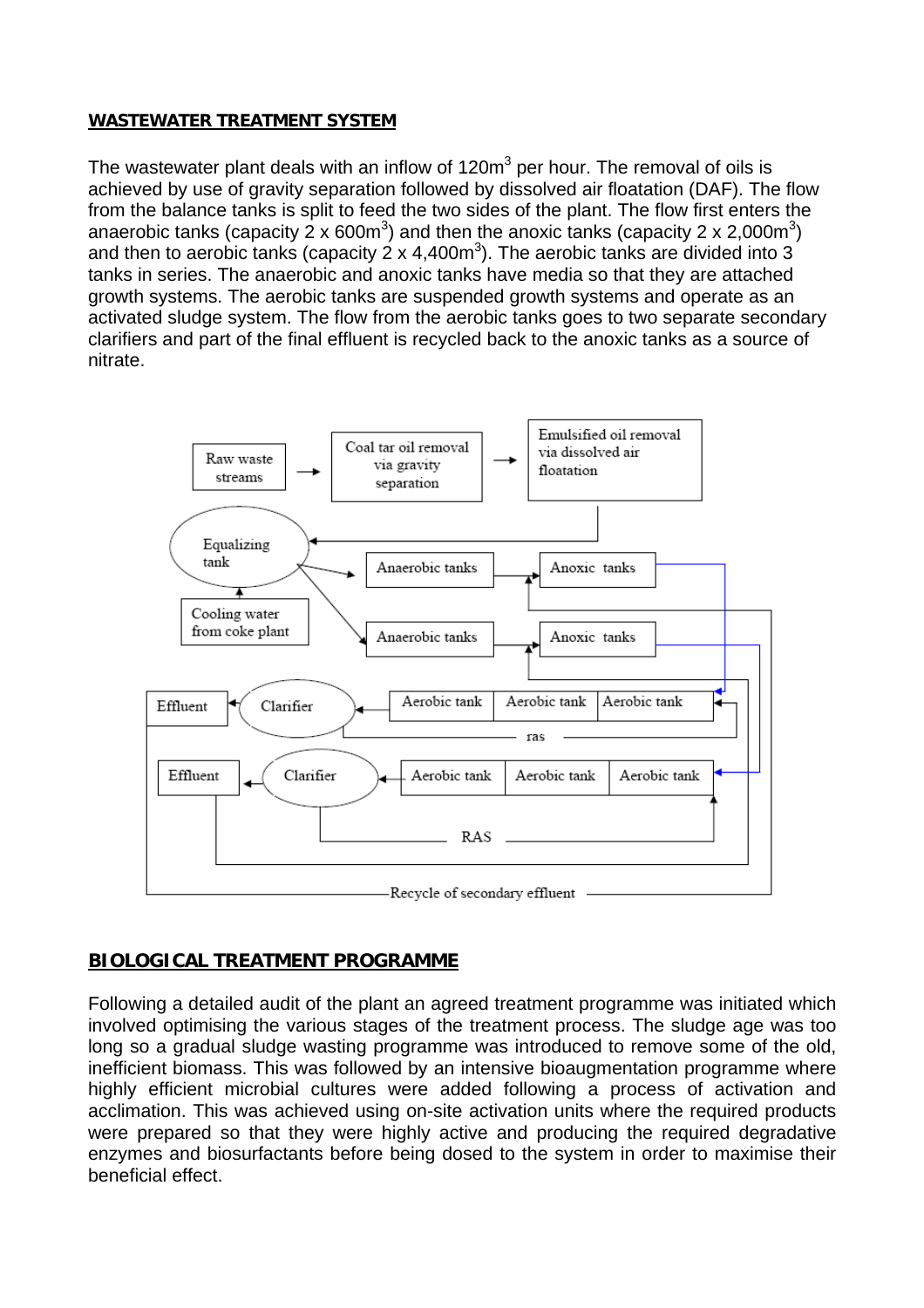## WASTEWATER TREATMENT SYSTEM

The wastewater plant deals with an inflow of 120m$^3$ per hour. The removal of oils is achieved by use of gravity separation followed by dissolved air floatation (DAF). The flow from the balance tanks is split to feed the two sides of the plant. The flow first enters the anaerobic tanks (capacity 2 x 600m$^3$) and then the anoxic tanks (capacity 2 x 2,000m$^3$) and then to aerobic tanks (capacity 2 x 4,400m$^3$). The aerobic tanks are divided into 3 tanks in series. The anaerobic and anoxic tanks have media so that they are attached growth systems. The aerobic tanks are suspended growth systems and operate as an activated sludge system. The flow from the aerobic tanks goes to two separate secondary clarifiers and part of the final effluent is recycled back to the anoxic tanks as a source of nitrate.

Raw waste streams → Coal tar oil removal via gravity separation → Emulsified oil removal via dissolved air floatation

Equalizing tank

Cooling water from coke plant

Anaerobic tanks → Anoxic tanks

Anaerobic tanks → Anoxic tanks

Effluent ← Clarifier ← Aerobic tank | Aerobic tank | Aerobic tank

ras

Effluent ← Clarifier ← Aerobic tank | Aerobic tank | Aerobic tank

RAS

Recycle of secondary effluent

## BIOLOGICAL TREATMENT PROGRAMME

Following a detailed audit of the plant an agreed treatment programme was initiated which involved optimising the various stages of the treatment process. The sludge age was too long so a gradual sludge wasting programme was introduced to remove some of the old, inefficient biomass. This was followed by an intensive bioaugmentation programme where highly efficient microbial cultures were added following a process of activation and acclimation. This was achieved using on-site activation units where the required products were prepared so that they were highly active and producing the required degradative enzymes and biosurfactants before being dosed to the system in order to maximise their beneficial effect.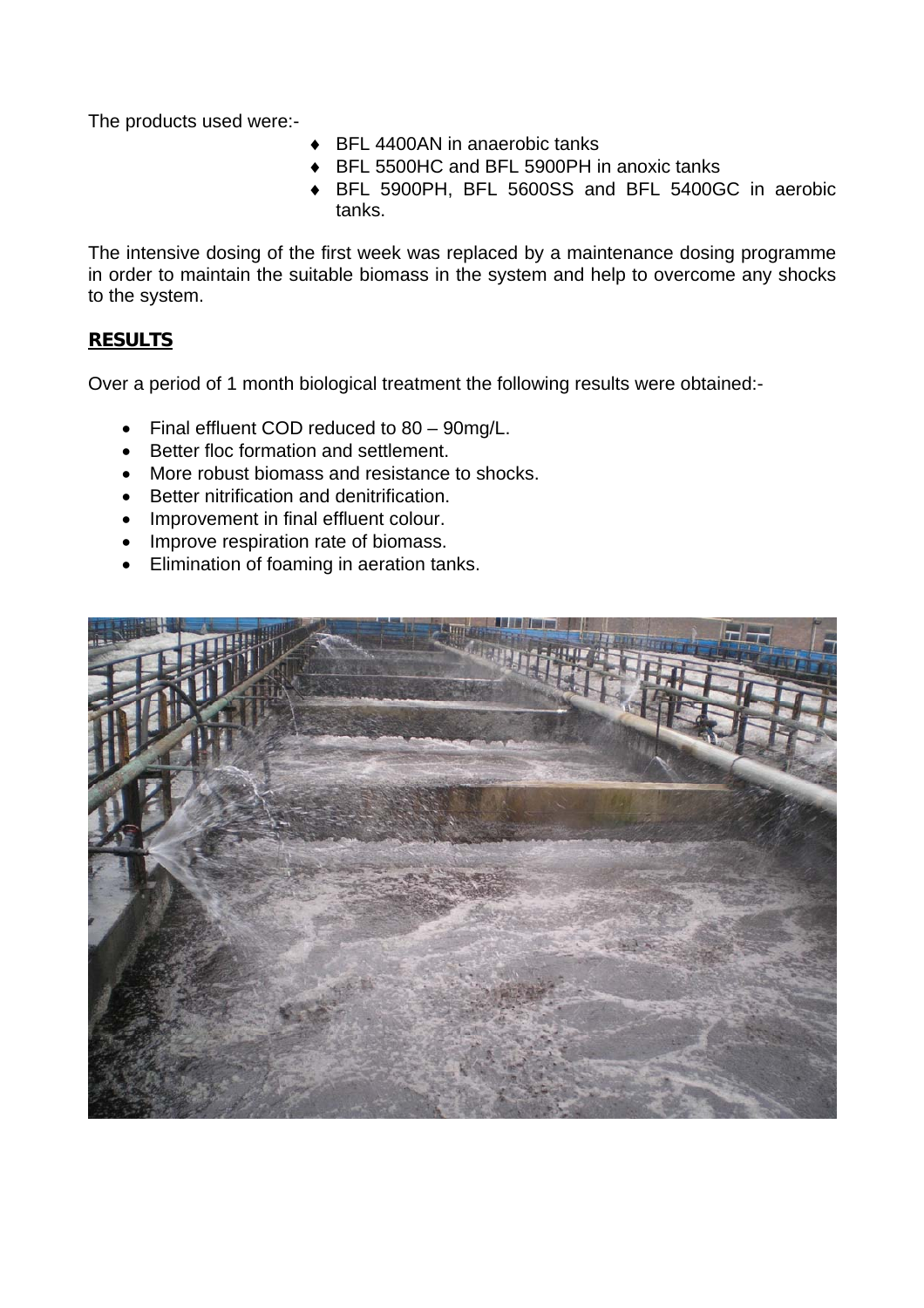The products used were:-

- BFL 4400AN in anaerobic tanks
- BFL 5500HC and BFL 5900PH in anoxic tanks
- BFL 5900PH, BFL 5600SS and BFL 5400GC in aerobic tanks.

The intensive dosing of the first week was replaced by a maintenance dosing programme in order to maintain the suitable biomass in the system and help to overcome any shocks to the system.

## RESULTS

Over a period of 1 month biological treatment the following results were obtained:-

- Final effluent COD reduced to 80 – 90mg/L.
- Better floc formation and settlement.
- More robust biomass and resistance to shocks.
- Better nitrification and denitrification.
- Improvement in final effluent colour.
- Improve respiration rate of biomass.
- Elimination of foaming in aeration tanks.